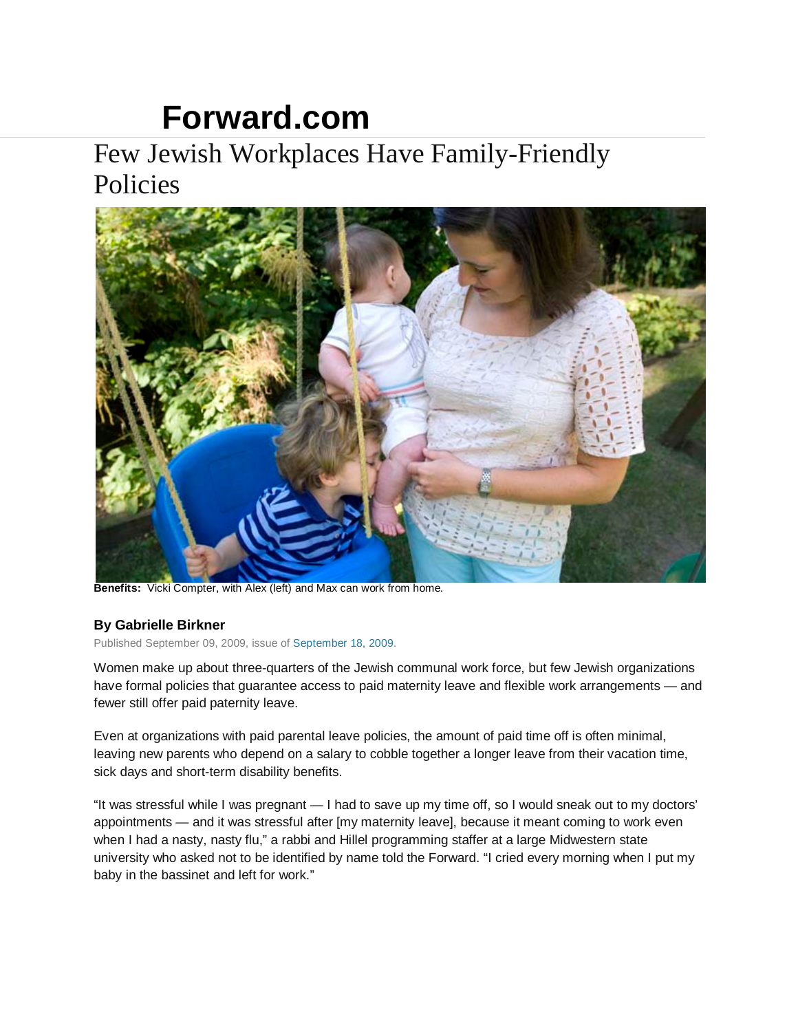# Forward.com

## Few Jewish Workplaces Have Family-Friendly Policies

**Benefits:** Vicki Compter, with Alex (left) and Max can work from home.

**By Gabrielle Birkner**

Published September 09, 2009, issue of September 18, 2009.

Women make up about three-quarters of the Jewish communal work force, but few Jewish organizations have formal policies that guarantee access to paid maternity leave and flexible work arrangements — and fewer still offer paid paternity leave.

Even at organizations with paid parental leave policies, the amount of paid time off is often minimal, leaving new parents who depend on a salary to cobble together a longer leave from their vacation time, sick days and short-term disability benefits.

"It was stressful while I was pregnant — I had to save up my time off, so I would sneak out to my doctors' appointments — and it was stressful after [my maternity leave], because it meant coming to work even when I had a nasty, nasty flu," a rabbi and Hillel programming staffer at a large Midwestern state university who asked not to be identified by name told the Forward. "I cried every morning when I put my baby in the bassinet and left for work."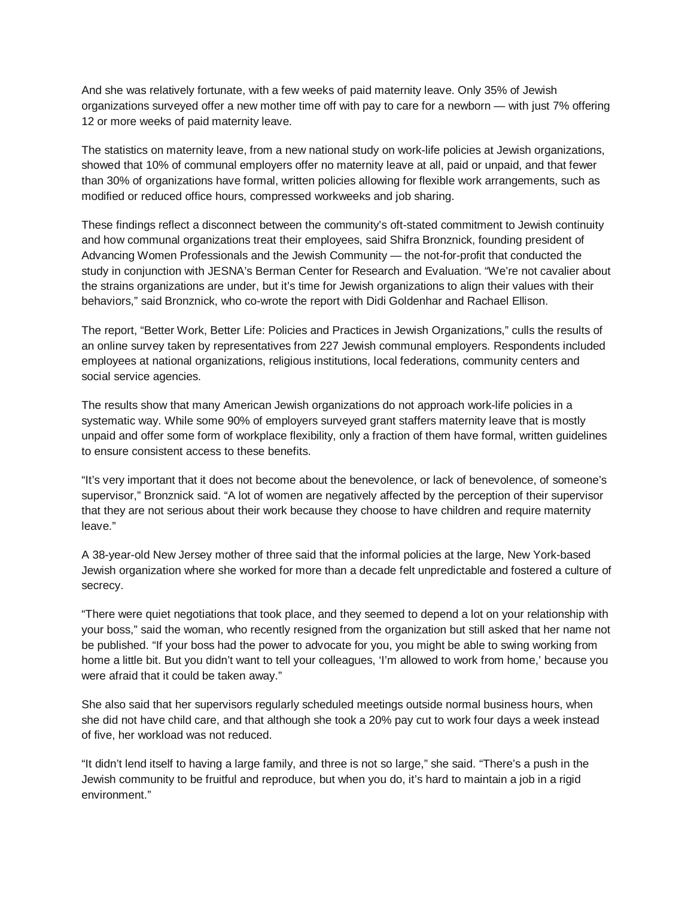And she was relatively fortunate, with a few weeks of paid maternity leave. Only 35% of Jewish organizations surveyed offer a new mother time off with pay to care for a newborn — with just 7% offering 12 or more weeks of paid maternity leave.

The statistics on maternity leave, from a new national study on work-life policies at Jewish organizations, showed that 10% of communal employers offer no maternity leave at all, paid or unpaid, and that fewer than 30% of organizations have formal, written policies allowing for flexible work arrangements, such as modified or reduced office hours, compressed workweeks and job sharing.

These findings reflect a disconnect between the community's oft-stated commitment to Jewish continuity and how communal organizations treat their employees, said Shifra Bronznick, founding president of Advancing Women Professionals and the Jewish Community — the not-for-profit that conducted the study in conjunction with JESNA's Berman Center for Research and Evaluation. "We're not cavalier about the strains organizations are under, but it's time for Jewish organizations to align their values with their behaviors," said Bronznick, who co-wrote the report with Didi Goldenhar and Rachael Ellison.

The report, "Better Work, Better Life: Policies and Practices in Jewish Organizations," culls the results of an online survey taken by representatives from 227 Jewish communal employers. Respondents included employees at national organizations, religious institutions, local federations, community centers and social service agencies.

The results show that many American Jewish organizations do not approach work-life policies in a systematic way. While some 90% of employers surveyed grant staffers maternity leave that is mostly unpaid and offer some form of workplace flexibility, only a fraction of them have formal, written guidelines to ensure consistent access to these benefits.

"It's very important that it does not become about the benevolence, or lack of benevolence, of someone's supervisor," Bronznick said. "A lot of women are negatively affected by the perception of their supervisor that they are not serious about their work because they choose to have children and require maternity leave."

A 38-year-old New Jersey mother of three said that the informal policies at the large, New York-based Jewish organization where she worked for more than a decade felt unpredictable and fostered a culture of secrecy.

"There were quiet negotiations that took place, and they seemed to depend a lot on your relationship with your boss," said the woman, who recently resigned from the organization but still asked that her name not be published. "If your boss had the power to advocate for you, you might be able to swing working from home a little bit. But you didn't want to tell your colleagues, 'I'm allowed to work from home,' because you were afraid that it could be taken away."

She also said that her supervisors regularly scheduled meetings outside normal business hours, when she did not have child care, and that although she took a 20% pay cut to work four days a week instead of five, her workload was not reduced.

"It didn't lend itself to having a large family, and three is not so large," she said. "There's a push in the Jewish community to be fruitful and reproduce, but when you do, it's hard to maintain a job in a rigid environment."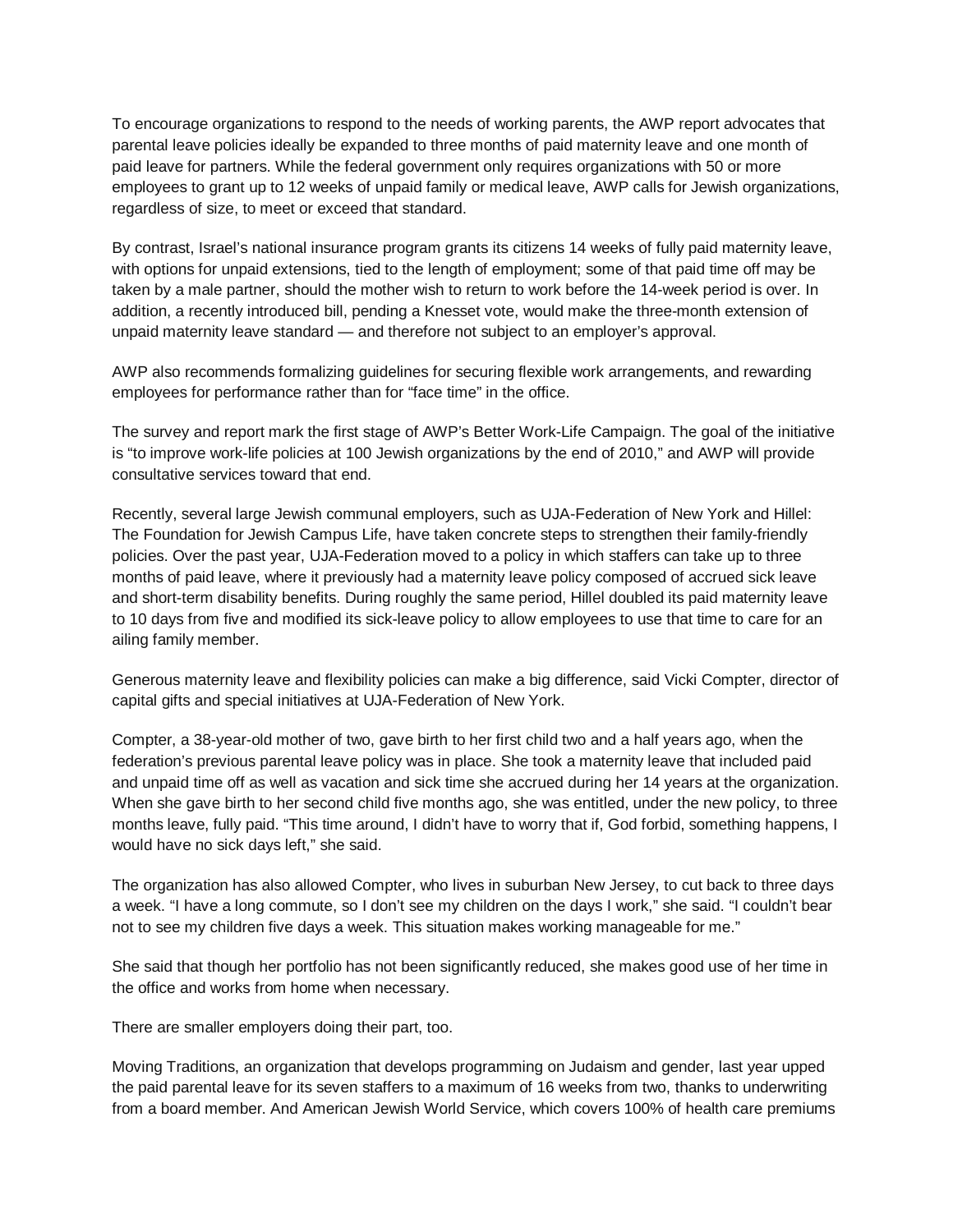To encourage organizations to respond to the needs of working parents, the AWP report advocates that parental leave policies ideally be expanded to three months of paid maternity leave and one month of paid leave for partners. While the federal government only requires organizations with 50 or more employees to grant up to 12 weeks of unpaid family or medical leave, AWP calls for Jewish organizations, regardless of size, to meet or exceed that standard.

By contrast, Israel's national insurance program grants its citizens 14 weeks of fully paid maternity leave, with options for unpaid extensions, tied to the length of employment; some of that paid time off may be taken by a male partner, should the mother wish to return to work before the 14-week period is over. In addition, a recently introduced bill, pending a Knesset vote, would make the three-month extension of unpaid maternity leave standard — and therefore not subject to an employer's approval.

AWP also recommends formalizing guidelines for securing flexible work arrangements, and rewarding employees for performance rather than for "face time" in the office.

The survey and report mark the first stage of AWP's Better Work-Life Campaign. The goal of the initiative is "to improve work-life policies at 100 Jewish organizations by the end of 2010," and AWP will provide consultative services toward that end.

Recently, several large Jewish communal employers, such as UJA-Federation of New York and Hillel: The Foundation for Jewish Campus Life, have taken concrete steps to strengthen their family-friendly policies. Over the past year, UJA-Federation moved to a policy in which staffers can take up to three months of paid leave, where it previously had a maternity leave policy composed of accrued sick leave and short-term disability benefits. During roughly the same period, Hillel doubled its paid maternity leave to 10 days from five and modified its sick-leave policy to allow employees to use that time to care for an ailing family member.

Generous maternity leave and flexibility policies can make a big difference, said Vicki Compter, director of capital gifts and special initiatives at UJA-Federation of New York.

Compter, a 38-year-old mother of two, gave birth to her first child two and a half years ago, when the federation's previous parental leave policy was in place. She took a maternity leave that included paid and unpaid time off as well as vacation and sick time she accrued during her 14 years at the organization. When she gave birth to her second child five months ago, she was entitled, under the new policy, to three months leave, fully paid. "This time around, I didn't have to worry that if, God forbid, something happens, I would have no sick days left," she said.

The organization has also allowed Compter, who lives in suburban New Jersey, to cut back to three days a week. "I have a long commute, so I don't see my children on the days I work," she said. "I couldn't bear not to see my children five days a week. This situation makes working manageable for me."

She said that though her portfolio has not been significantly reduced, she makes good use of her time in the office and works from home when necessary.

There are smaller employers doing their part, too.

Moving Traditions, an organization that develops programming on Judaism and gender, last year upped the paid parental leave for its seven staffers to a maximum of 16 weeks from two, thanks to underwriting from a board member. And American Jewish World Service, which covers 100% of health care premiums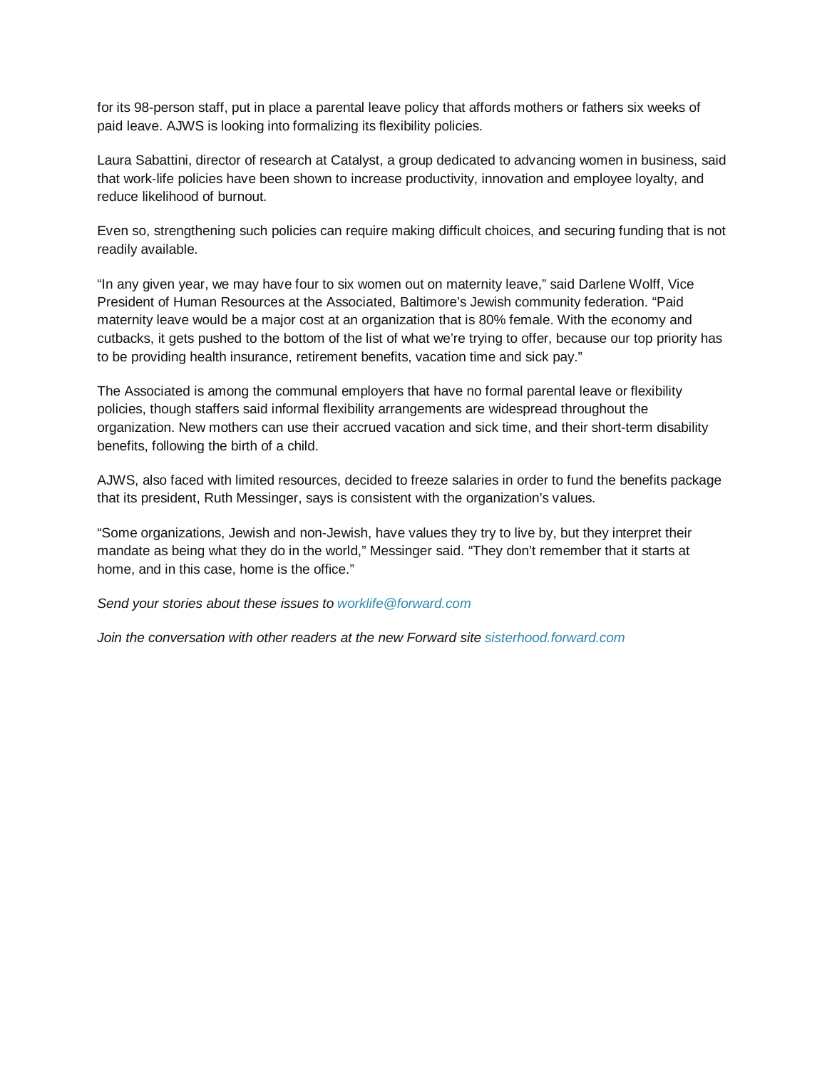for its 98-person staff, put in place a parental leave policy that affords mothers or fathers six weeks of paid leave. AJWS is looking into formalizing its flexibility policies.

Laura Sabattini, director of research at Catalyst, a group dedicated to advancing women in business, said that work-life policies have been shown to increase productivity, innovation and employee loyalty, and reduce likelihood of burnout.

Even so, strengthening such policies can require making difficult choices, and securing funding that is not readily available.

"In any given year, we may have four to six women out on maternity leave," said Darlene Wolff, Vice President of Human Resources at the Associated, Baltimore's Jewish community federation. "Paid maternity leave would be a major cost at an organization that is 80% female. With the economy and cutbacks, it gets pushed to the bottom of the list of what we're trying to offer, because our top priority has to be providing health insurance, retirement benefits, vacation time and sick pay."

The Associated is among the communal employers that have no formal parental leave or flexibility policies, though staffers said informal flexibility arrangements are widespread throughout the organization. New mothers can use their accrued vacation and sick time, and their short-term disability benefits, following the birth of a child.

AJWS, also faced with limited resources, decided to freeze salaries in order to fund the benefits package that its president, Ruth Messinger, says is consistent with the organization's values.

"Some organizations, Jewish and non-Jewish, have values they try to live by, but they interpret their mandate as being what they do in the world," Messinger said. "They don't remember that it starts at home, and in this case, home is the office."

*Send your stories about these issues to worklife@forward.com*

*Join the conversation with other readers at the new Forward site sisterhood.forward.com*